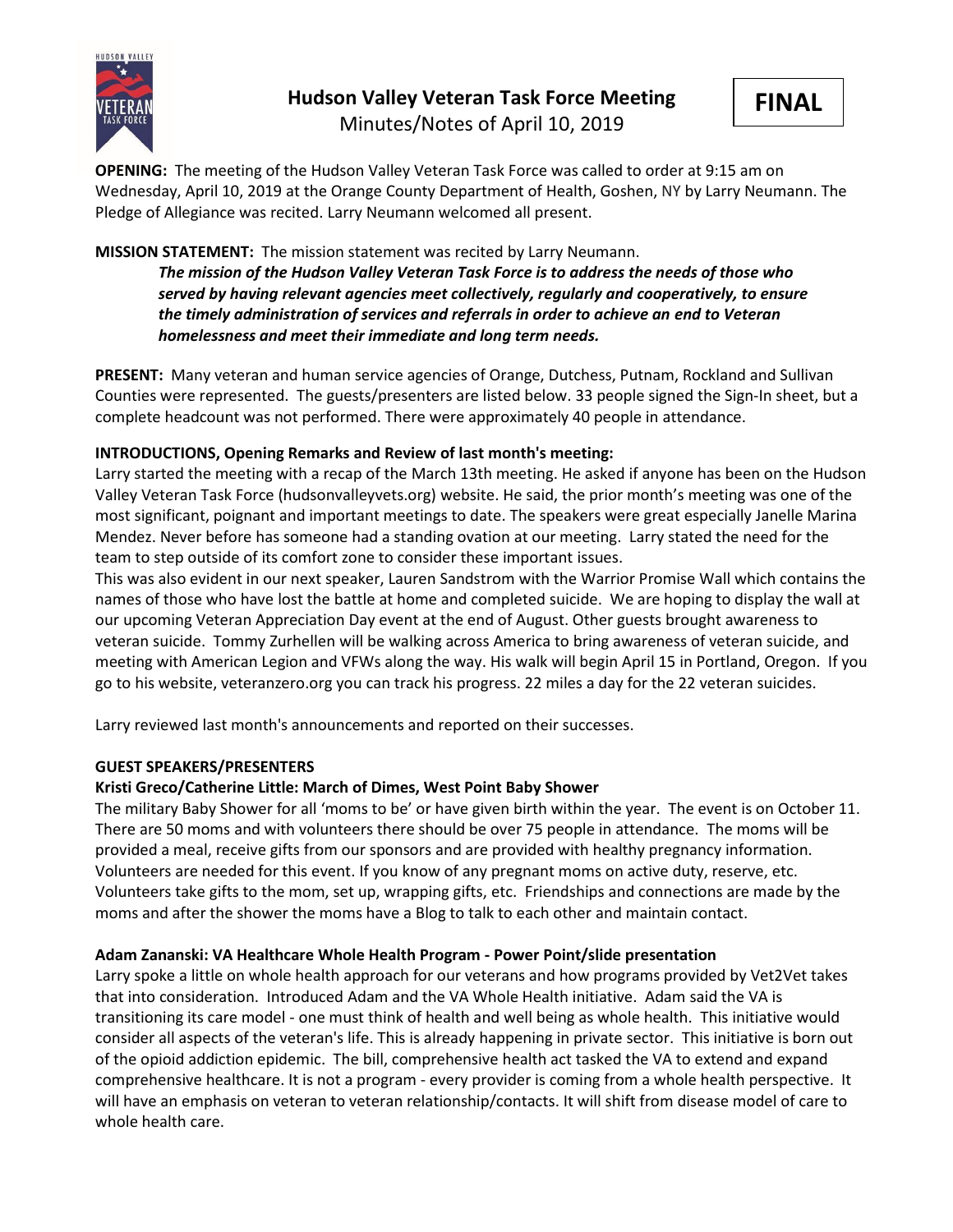# Hudson Valley Veteran Task Force Meeting

Minutes/Notes of April 10, 2019

**FINAL**

**OPENING:** The meeting of the Hudson Valley Veteran Task Force was called to order at 9:15 am on Wednesday, April 10, 2019 at the Orange County Department of Health, Goshen, NY by Larry Neumann. The Pledge of Allegiance was recited. Larry Neumann welcomed all present.

**MISSION STATEMENT:** The mission statement was recited by Larry Neumann.

> ***The mission of the Hudson Valley Veteran Task Force is to address the needs of those who served by having relevant agencies meet collectively, regularly and cooperatively, to ensure the timely administration of services and referrals in order to achieve an end to Veteran homelessness and meet their immediate and long term needs.***

**PRESENT:** Many veteran and human service agencies of Orange, Dutchess, Putnam, Rockland and Sullivan Counties were represented. The guests/presenters are listed below. 33 people signed the Sign-In sheet, but a complete headcount was not performed. There were approximately 40 people in attendance.

**INTRODUCTIONS, Opening Remarks and Review of last month's meeting:**

Larry started the meeting with a recap of the March 13th meeting. He asked if anyone has been on the Hudson Valley Veteran Task Force (hudsonvalleyvets.org) website. He said, the prior month's meeting was one of the most significant, poignant and important meetings to date. The speakers were great especially Janelle Marina Mendez. Never before has someone had a standing ovation at our meeting. Larry stated the need for the team to step outside of its comfort zone to consider these important issues.

This was also evident in our next speaker, Lauren Sandstrom with the Warrior Promise Wall which contains the names of those who have lost the battle at home and completed suicide. We are hoping to display the wall at our upcoming Veteran Appreciation Day event at the end of August. Other guests brought awareness to veteran suicide. Tommy Zurhellen will be walking across America to bring awareness of veteran suicide, and meeting with American Legion and VFWs along the way. His walk will begin April 15 in Portland, Oregon. If you go to his website, veteranzero.org you can track his progress. 22 miles a day for the 22 veteran suicides.

Larry reviewed last month's announcements and reported on their successes.

**GUEST SPEAKERS/PRESENTERS**

**Kristi Greco/Catherine Little: March of Dimes, West Point Baby Shower**

The military Baby Shower for all 'moms to be' or have given birth within the year. The event is on October 11. There are 50 moms and with volunteers there should be over 75 people in attendance. The moms will be provided a meal, receive gifts from our sponsors and are provided with healthy pregnancy information. Volunteers are needed for this event. If you know of any pregnant moms on active duty, reserve, etc. Volunteers take gifts to the mom, set up, wrapping gifts, etc. Friendships and connections are made by the moms and after the shower the moms have a Blog to talk to each other and maintain contact.

**Adam Zananski: VA Healthcare Whole Health Program - Power Point/slide presentation**

Larry spoke a little on whole health approach for our veterans and how programs provided by Vet2Vet takes that into consideration. Introduced Adam and the VA Whole Health initiative. Adam said the VA is transitioning its care model - one must think of health and well being as whole health. This initiative would consider all aspects of the veteran's life. This is already happening in private sector. This initiative is born out of the opioid addiction epidemic. The bill, comprehensive health act tasked the VA to extend and expand comprehensive healthcare. It is not a program - every provider is coming from a whole health perspective. It will have an emphasis on veteran to veteran relationship/contacts. It will shift from disease model of care to whole health care.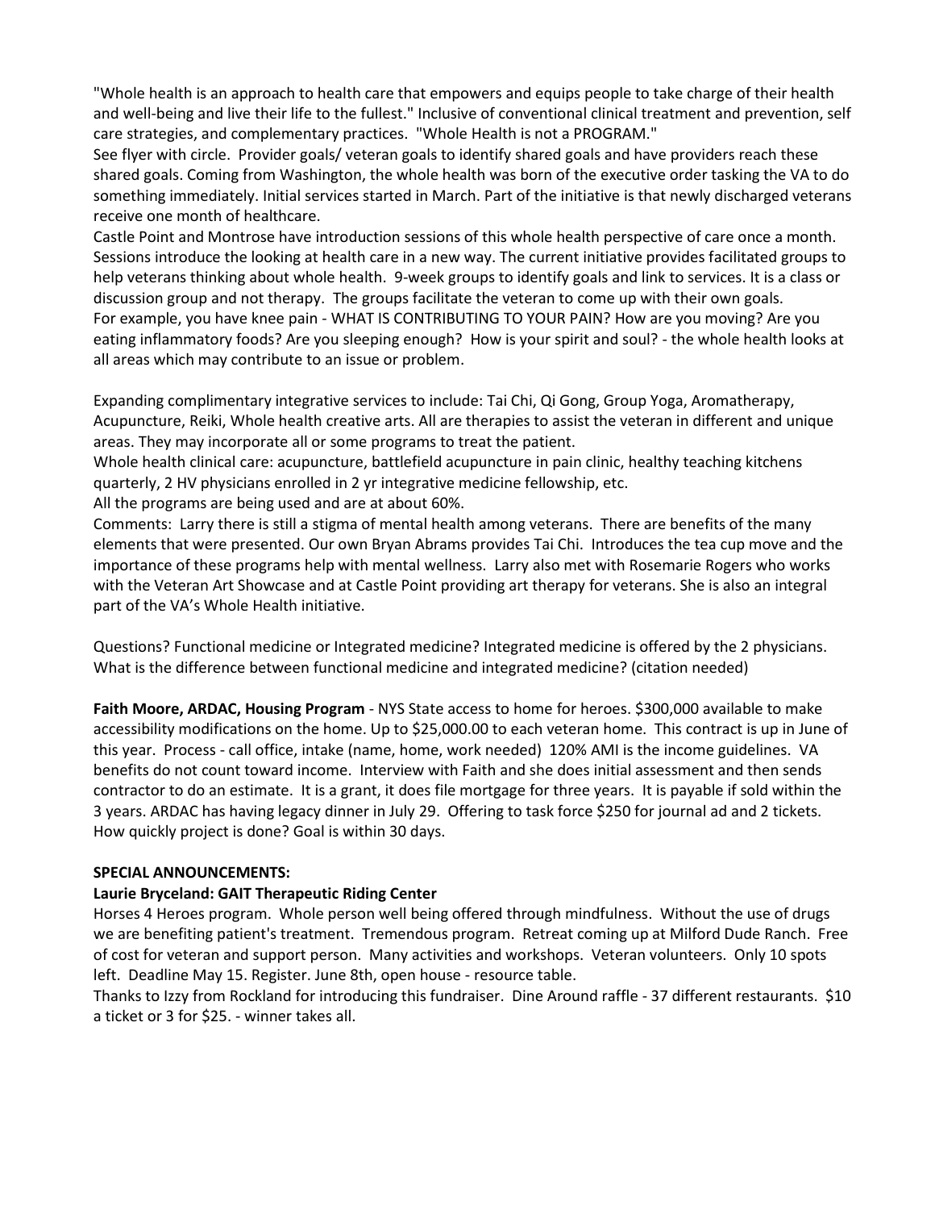"Whole health is an approach to health care that empowers and equips people to take charge of their health and well-being and live their life to the fullest." Inclusive of conventional clinical treatment and prevention, self care strategies, and complementary practices. "Whole Health is not a PROGRAM."
See flyer with circle. Provider goals/ veteran goals to identify shared goals and have providers reach these shared goals. Coming from Washington, the whole health was born of the executive order tasking the VA to do something immediately. Initial services started in March. Part of the initiative is that newly discharged veterans receive one month of healthcare.
Castle Point and Montrose have introduction sessions of this whole health perspective of care once a month. Sessions introduce the looking at health care in a new way. The current initiative provides facilitated groups to help veterans thinking about whole health. 9-week groups to identify goals and link to services. It is a class or discussion group and not therapy. The groups facilitate the veteran to come up with their own goals.
For example, you have knee pain - WHAT IS CONTRIBUTING TO YOUR PAIN? How are you moving? Are you eating inflammatory foods? Are you sleeping enough? How is your spirit and soul? - the whole health looks at all areas which may contribute to an issue or problem.

Expanding complimentary integrative services to include: Tai Chi, Qi Gong, Group Yoga, Aromatherapy, Acupuncture, Reiki, Whole health creative arts. All are therapies to assist the veteran in different and unique areas. They may incorporate all or some programs to treat the patient.
Whole health clinical care: acupuncture, battlefield acupuncture in pain clinic, healthy teaching kitchens quarterly, 2 HV physicians enrolled in 2 yr integrative medicine fellowship, etc.
All the programs are being used and are at about 60%.
Comments: Larry there is still a stigma of mental health among veterans. There are benefits of the many elements that were presented. Our own Bryan Abrams provides Tai Chi. Introduces the tea cup move and the importance of these programs help with mental wellness. Larry also met with Rosemarie Rogers who works with the Veteran Art Showcase and at Castle Point providing art therapy for veterans. She is also an integral part of the VA's Whole Health initiative.

Questions? Functional medicine or Integrated medicine? Integrated medicine is offered by the 2 physicians. What is the difference between functional medicine and integrated medicine? (citation needed)

**Faith Moore, ARDAC, Housing Program** - NYS State access to home for heroes. $300,000 available to make accessibility modifications on the home. Up to $25,000.00 to each veteran home. This contract is up in June of this year. Process - call office, intake (name, home, work needed) 120% AMI is the income guidelines. VA benefits do not count toward income. Interview with Faith and she does initial assessment and then sends contractor to do an estimate. It is a grant, it does file mortgage for three years. It is payable if sold within the 3 years. ARDAC has having legacy dinner in July 29. Offering to task force $250 for journal ad and 2 tickets. How quickly project is done? Goal is within 30 days.

**SPECIAL ANNOUNCEMENTS:**

**Laurie Bryceland: GAIT Therapeutic Riding Center**

Horses 4 Heroes program. Whole person well being offered through mindfulness. Without the use of drugs we are benefiting patient's treatment. Tremendous program. Retreat coming up at Milford Dude Ranch. Free of cost for veteran and support person. Many activities and workshops. Veteran volunteers. Only 10 spots left. Deadline May 15. Register. June 8th, open house - resource table.
Thanks to Izzy from Rockland for introducing this fundraiser. Dine Around raffle - 37 different restaurants. $10 a ticket or 3 for $25. - winner takes all.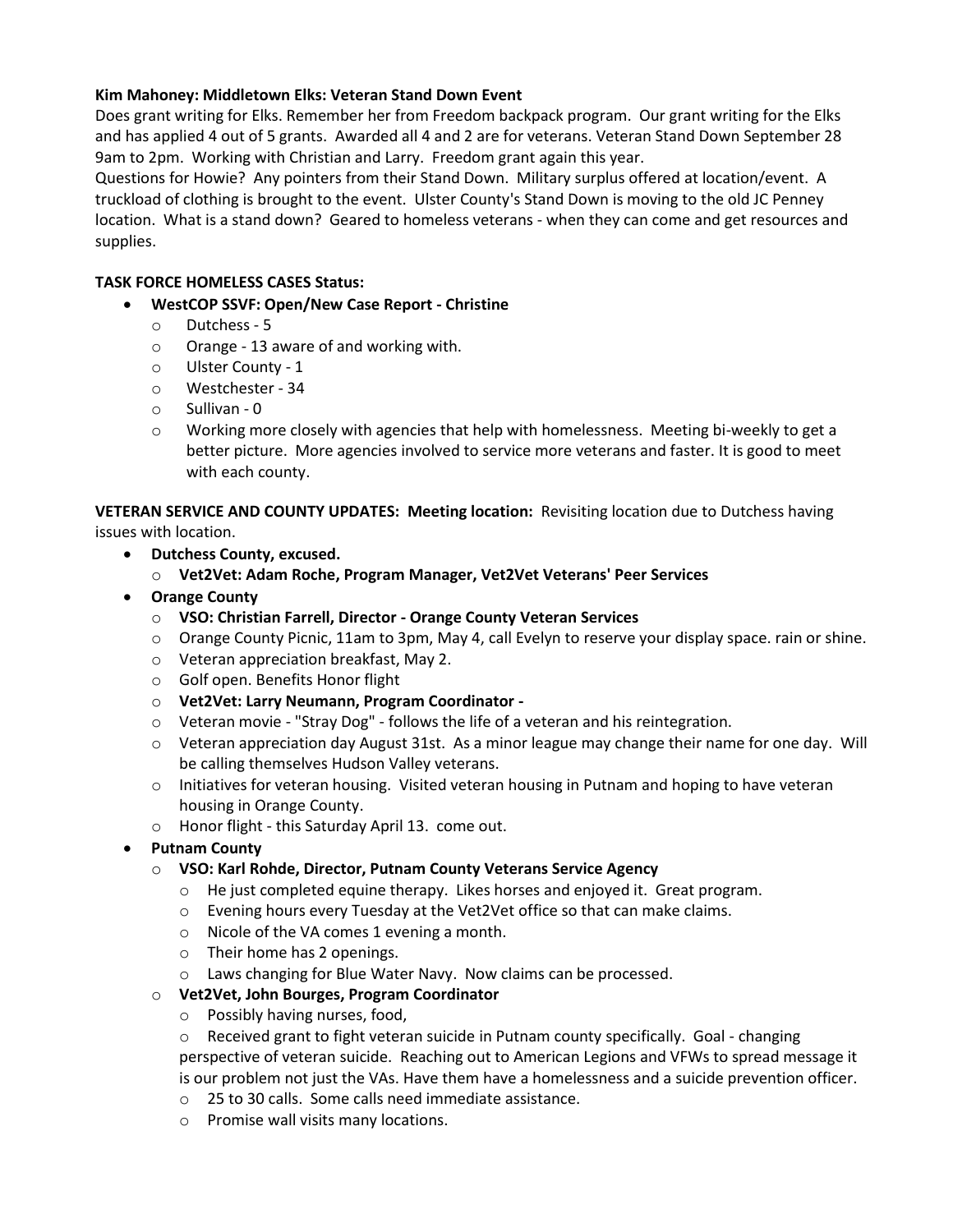**Kim Mahoney: Middletown Elks: Veteran Stand Down Event**

Does grant writing for Elks. Remember her from Freedom backpack program. Our grant writing for the Elks and has applied 4 out of 5 grants. Awarded all 4 and 2 are for veterans. Veteran Stand Down September 28 9am to 2pm. Working with Christian and Larry. Freedom grant again this year.

Questions for Howie? Any pointers from their Stand Down. Military surplus offered at location/event. A truckload of clothing is brought to the event. Ulster County's Stand Down is moving to the old JC Penney location. What is a stand down? Geared to homeless veterans - when they can come and get resources and supplies.

**TASK FORCE HOMELESS CASES Status:**

- **WestCOP SSVF: Open/New Case Report - Christine**
  - Dutchess - 5
  - Orange - 13 aware of and working with.
  - Ulster County - 1
  - Westchester - 34
  - Sullivan - 0
  - Working more closely with agencies that help with homelessness. Meeting bi-weekly to get a better picture. More agencies involved to service more veterans and faster. It is good to meet with each county.

**VETERAN SERVICE AND COUNTY UPDATES: Meeting location:** Revisiting location due to Dutchess having issues with location.

- **Dutchess County, excused.**
  - **Vet2Vet: Adam Roche, Program Manager, Vet2Vet Veterans' Peer Services**
- **Orange County**
  - **VSO: Christian Farrell, Director - Orange County Veteran Services**
  - Orange County Picnic, 11am to 3pm, May 4, call Evelyn to reserve your display space. rain or shine.
  - Veteran appreciation breakfast, May 2.
  - Golf open. Benefits Honor flight
  - **Vet2Vet: Larry Neumann, Program Coordinator -**
  - Veteran movie - "Stray Dog" - follows the life of a veteran and his reintegration.
  - Veteran appreciation day August 31st. As a minor league may change their name for one day. Will be calling themselves Hudson Valley veterans.
  - Initiatives for veteran housing. Visited veteran housing in Putnam and hoping to have veteran housing in Orange County.
  - Honor flight - this Saturday April 13. come out.
- **Putnam County**
  - **VSO: Karl Rohde, Director, Putnam County Veterans Service Agency**
    - He just completed equine therapy. Likes horses and enjoyed it. Great program.
    - Evening hours every Tuesday at the Vet2Vet office so that can make claims.
    - Nicole of the VA comes 1 evening a month.
    - Their home has 2 openings.
    - Laws changing for Blue Water Navy. Now claims can be processed.
  - **Vet2Vet, John Bourges, Program Coordinator**
    - Possibly having nurses, food,
    - Received grant to fight veteran suicide in Putnam county specifically. Goal - changing perspective of veteran suicide. Reaching out to American Legions and VFWs to spread message it is our problem not just the VAs. Have them have a homelessness and a suicide prevention officer.
    - 25 to 30 calls. Some calls need immediate assistance.
    - Promise wall visits many locations.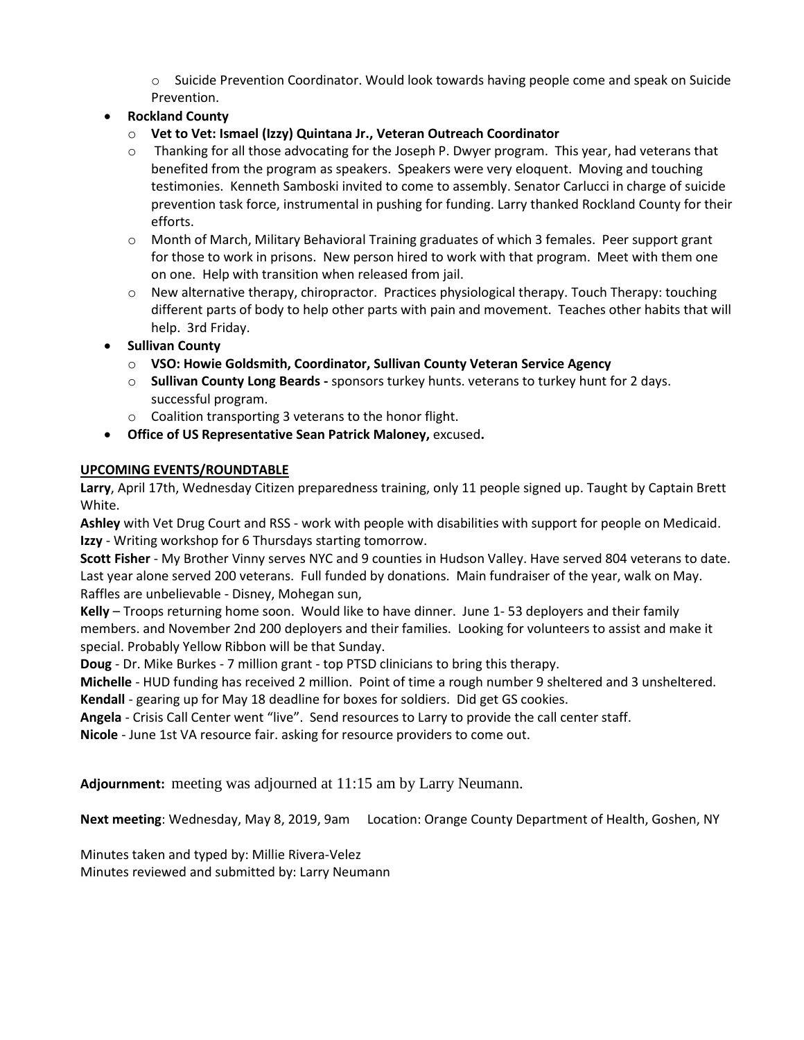- Suicide Prevention Coordinator. Would look towards having people come and speak on Suicide Prevention.
- **Rockland County**
    - **Vet to Vet: Ismael (Izzy) Quintana Jr., Veteran Outreach Coordinator**
    - Thanking for all those advocating for the Joseph P. Dwyer program. This year, had veterans that benefited from the program as speakers. Speakers were very eloquent. Moving and touching testimonies. Kenneth Samboski invited to come to assembly. Senator Carlucci in charge of suicide prevention task force, instrumental in pushing for funding. Larry thanked Rockland County for their efforts.
    - Month of March, Military Behavioral Training graduates of which 3 females. Peer support grant for those to work in prisons. New person hired to work with that program. Meet with them one on one. Help with transition when released from jail.
    - New alternative therapy, chiropractor. Practices physiological therapy. Touch Therapy: touching different parts of body to help other parts with pain and movement. Teaches other habits that will help. 3rd Friday.
- **Sullivan County**
    - **VSO: Howie Goldsmith, Coordinator, Sullivan County Veteran Service Agency**
    - **Sullivan County Long Beards -** sponsors turkey hunts. veterans to turkey hunt for 2 days. successful program.
    - Coalition transporting 3 veterans to the honor flight.
- **Office of US Representative Sean Patrick Maloney,** excused**.**

**UPCOMING EVENTS/ROUNDTABLE**

**Larry**, April 17th, Wednesday Citizen preparedness training, only 11 people signed up. Taught by Captain Brett White.
**Ashley** with Vet Drug Court and RSS - work with people with disabilities with support for people on Medicaid.
**Izzy** - Writing workshop for 6 Thursdays starting tomorrow.
**Scott Fisher** - My Brother Vinny serves NYC and 9 counties in Hudson Valley. Have served 804 veterans to date. Last year alone served 200 veterans. Full funded by donations. Main fundraiser of the year, walk on May. Raffles are unbelievable - Disney, Mohegan sun,
**Kelly** – Troops returning home soon. Would like to have dinner. June 1- 53 deployers and their family members. and November 2nd 200 deployers and their families. Looking for volunteers to assist and make it special. Probably Yellow Ribbon will be that Sunday.
**Doug** - Dr. Mike Burkes - 7 million grant - top PTSD clinicians to bring this therapy.
**Michelle** - HUD funding has received 2 million. Point of time a rough number 9 sheltered and 3 unsheltered.
**Kendall** - gearing up for May 18 deadline for boxes for soldiers. Did get GS cookies.
**Angela** - Crisis Call Center went "live". Send resources to Larry to provide the call center staff.
**Nicole** - June 1st VA resource fair. asking for resource providers to come out.

**Adjournment:** meeting was adjourned at 11:15 am by Larry Neumann.

**Next meeting**: Wednesday, May 8, 2019, 9am Location: Orange County Department of Health, Goshen, NY

Minutes taken and typed by: Millie Rivera-Velez
Minutes reviewed and submitted by: Larry Neumann